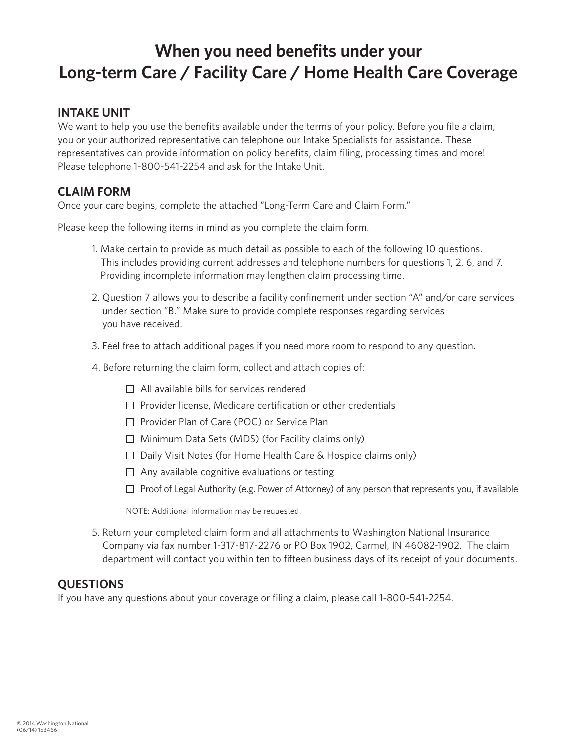# When you need benefits under your Long-term Care / Facility Care / Home Health Care Coverage

## INTAKE UNIT

We want to help you use the benefits available under the terms of your policy. Before you file a claim, you or your authorized representative can telephone our Intake Specialists for assistance. These representatives can provide information on policy benefits, claim filing, processing times and more! Please telephone 1-800-541-2254 and ask for the Intake Unit.

## CLAIM FORM

Once your care begins, complete the attached "Long-Term Care and Claim Form."

Please keep the following items in mind as you complete the claim form.

1. Make certain to provide as much detail as possible to each of the following 10 questions. This includes providing current addresses and telephone numbers for questions 1, 2, 6, and 7. Providing incomplete information may lengthen claim processing time.

2. Question 7 allows you to describe a facility confinement under section "A" and/or care services under section "B." Make sure to provide complete responses regarding services you have received.

3. Feel free to attach additional pages if you need more room to respond to any question.

4. Before returning the claim form, collect and attach copies of:

   - ☐ All available bills for services rendered
   - ☐ Provider license, Medicare certification or other credentials
   - ☐ Provider Plan of Care (POC) or Service Plan
   - ☐ Minimum Data Sets (MDS) (for Facility claims only)
   - ☐ Daily Visit Notes (for Home Health Care & Hospice claims only)
   - ☐ Any available cognitive evaluations or testing
   - ☐ Proof of Legal Authority (e.g. Power of Attorney) of any person that represents you, if available

   NOTE: Additional information may be requested.

5. Return your completed claim form and all attachments to Washington National Insurance Company via fax number 1-317-817-2276 or PO Box 1902, Carmel, IN 46082-1902. The claim department will contact you within ten to fifteen business days of its receipt of your documents.

## QUESTIONS

If you have any questions about your coverage or filing a claim, please call 1-800-541-2254.

© 2014 Washington National
(06/14) 153466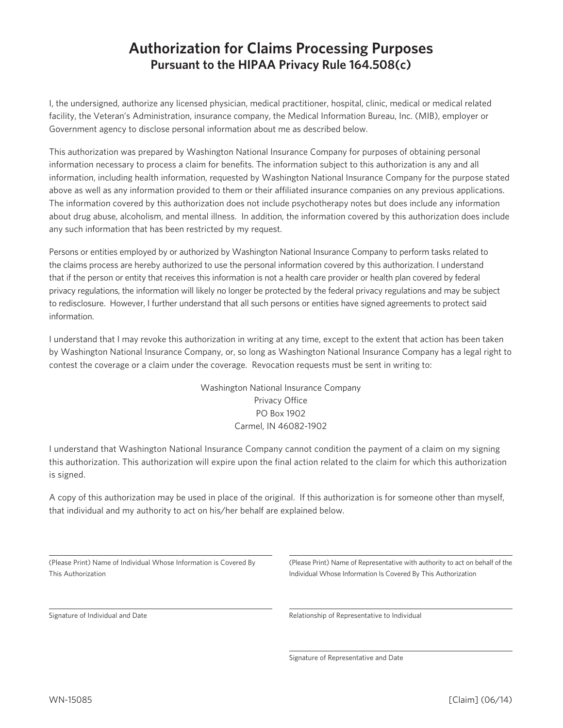# Authorization for Claims Processing Purposes

## Pursuant to the HIPAA Privacy Rule 164.508(c)

I, the undersigned, authorize any licensed physician, medical practitioner, hospital, clinic, medical or medical related facility, the Veteran's Administration, insurance company, the Medical Information Bureau, Inc. (MIB), employer or Government agency to disclose personal information about me as described below.

This authorization was prepared by Washington National Insurance Company for purposes of obtaining personal information necessary to process a claim for benefits. The information subject to this authorization is any and all information, including health information, requested by Washington National Insurance Company for the purpose stated above as well as any information provided to them or their affiliated insurance companies on any previous applications. The information covered by this authorization does not include psychotherapy notes but does include any information about drug abuse, alcoholism, and mental illness. In addition, the information covered by this authorization does include any such information that has been restricted by my request.

Persons or entities employed by or authorized by Washington National Insurance Company to perform tasks related to the claims process are hereby authorized to use the personal information covered by this authorization. I understand that if the person or entity that receives this information is not a health care provider or health plan covered by federal privacy regulations, the information will likely no longer be protected by the federal privacy regulations and may be subject to redisclosure. However, I further understand that all such persons or entities have signed agreements to protect said information.

I understand that I may revoke this authorization in writing at any time, except to the extent that action has been taken by Washington National Insurance Company, or, so long as Washington National Insurance Company has a legal right to contest the coverage or a claim under the coverage. Revocation requests must be sent in writing to:

Washington National Insurance Company
Privacy Office
PO Box 1902
Carmel, IN 46082-1902

I understand that Washington National Insurance Company cannot condition the payment of a claim on my signing this authorization. This authorization will expire upon the final action related to the claim for which this authorization is signed.

A copy of this authorization may be used in place of the original. If this authorization is for someone other than myself, that individual and my authority to act on his/her behalf are explained below.

\_\_\_\_\_\_\_\_\_\_\_\_\_\_\_\_\_\_\_\_\_\_\_\_\_\_\_\_\_\_\_\_\_\_\_\_\_\_\_\_
(Please Print) Name of Individual Whose Information is Covered By This Authorization

\_\_\_\_\_\_\_\_\_\_\_\_\_\_\_\_\_\_\_\_\_\_\_\_\_\_\_\_\_\_\_\_\_\_\_\_\_\_\_\_
Signature of Individual and Date

\_\_\_\_\_\_\_\_\_\_\_\_\_\_\_\_\_\_\_\_\_\_\_\_\_\_\_\_\_\_\_\_\_\_\_\_\_\_\_\_
(Please Print) Name of Representative with authority to act on behalf of the Individual Whose Information Is Covered By This Authorization

\_\_\_\_\_\_\_\_\_\_\_\_\_\_\_\_\_\_\_\_\_\_\_\_\_\_\_\_\_\_\_\_\_\_\_\_\_\_\_\_
Relationship of Representative to Individual

\_\_\_\_\_\_\_\_\_\_\_\_\_\_\_\_\_\_\_\_\_\_\_\_\_\_\_\_\_\_\_\_\_\_\_\_\_\_\_\_
Signature of Representative and Date

WN-15085 [Claim] (06/14)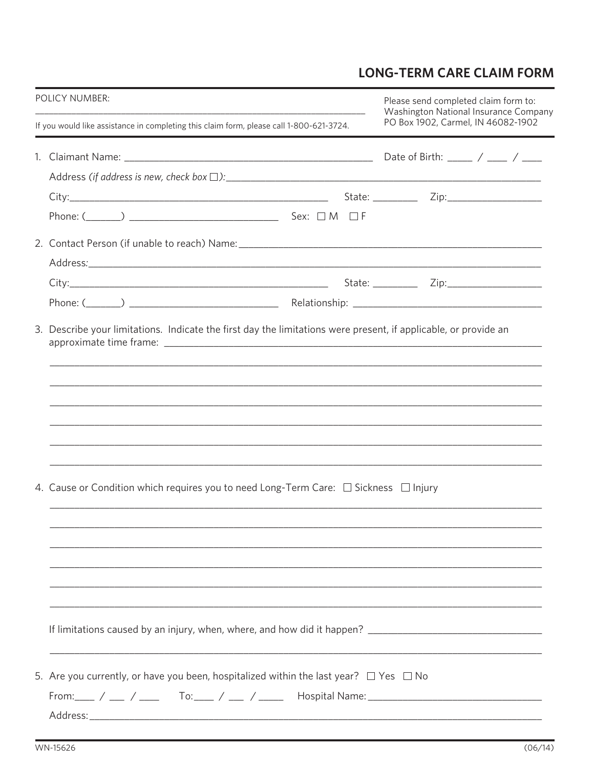# LONG-TERM CARE CLAIM FORM

POLICY NUMBER: ______________________________________________

If you would like assistance in completing this claim form, please call 1-800-621-3724.

Please send completed claim form to:
Washington National Insurance Company
PO Box 1902, Carmel, IN 46082-1902

1. Claimant Name: ______________________________________ Date of Birth: _____ / ____ / ____

   Address *(if address is new, check box ☐):*______________________________________________

   City:______________________________________ State: ________ Zip:_________________

   Phone: (_______) ___________________________ Sex: ☐ M ☐ F

2. Contact Person (if unable to reach) Name:______________________________________________

   Address:______________________________________________________________________

   City:______________________________________ State: ________ Zip:_________________

   Phone: (_______) ___________________________ Relationship: ___________________________

3. Describe your limitations. Indicate the first day the limitations were present, if applicable, or provide an approximate time frame: ______________________________________________________________

   ______________________________________________________________________________

   ______________________________________________________________________________

   ______________________________________________________________________________

   ______________________________________________________________________________

   ______________________________________________________________________________

   ______________________________________________________________________________

4. Cause or Condition which requires you to need Long-Term Care: ☐ Sickness ☐ Injury

   ______________________________________________________________________________

   ______________________________________________________________________________

   ______________________________________________________________________________

   ______________________________________________________________________________

   ______________________________________________________________________________

   ______________________________________________________________________________

   If limitations caused by an injury, when, where, and how did it happen? ___________________________

   ______________________________________________________________________________

5. Are you currently, or have you been, hospitalized within the last year? ☐ Yes ☐ No

   From:____ / ___ / ____ To:____ / ___ / _____ Hospital Name:_______________________________

   Address:______________________________________________________________________

WN-15626 (06/14)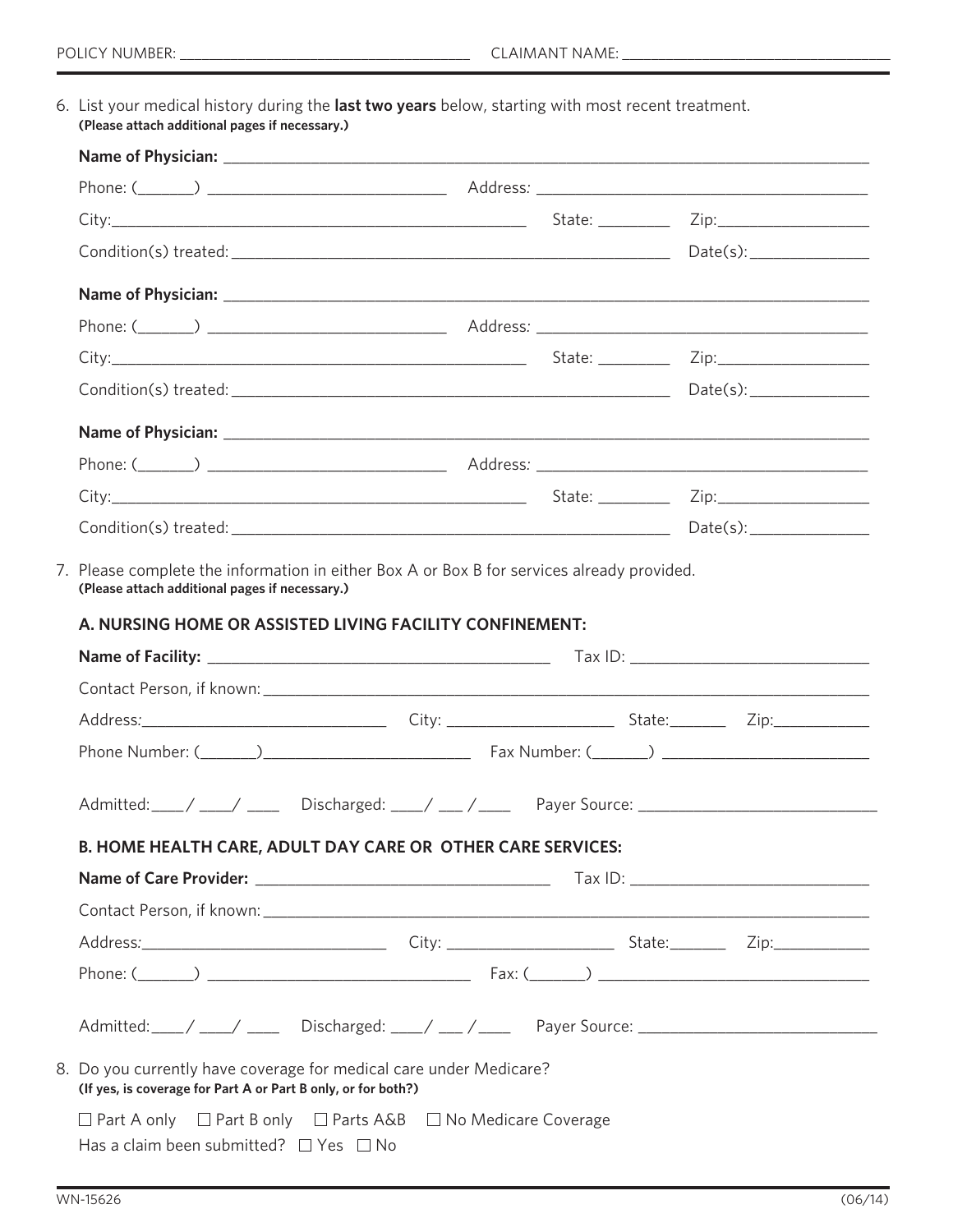POLICY NUMBER: ___________________________________ CLAIMANT NAME: _________________________________

6. List your medical history during the **last two years** below, starting with most recent treatment.
**(Please attach additional pages if necessary.)**

**Name of Physician:** ____________________________________________________________

Phone: (_______) ___________________________ Address: ________________________________________

City:________________________________________________ State: _________ Zip:__________________

Condition(s) treated: ____________________________________________________ Date(s):______________

**Name of Physician:** ____________________________________________________________

Phone: (_______) ___________________________ Address: ________________________________________

City:________________________________________________ State: _________ Zip:__________________

Condition(s) treated: ____________________________________________________ Date(s):______________

**Name of Physician:** ____________________________________________________________

Phone: (_______) ___________________________ Address: ________________________________________

City:________________________________________________ State: _________ Zip:__________________

Condition(s) treated: ____________________________________________________ Date(s):______________

7. Please complete the information in either Box A or Box B for services already provided.
**(Please attach additional pages if necessary.)**

**A. NURSING HOME OR ASSISTED LIVING FACILITY CONFINEMENT:**

**Name of Facility:** ________________________________________ Tax ID: ____________________________

Contact Person, if known: ____________________________________________________________________

Address:_____________________________ City: ____________________ State:_______ Zip:___________

Phone Number: (_______)________________________ Fax Number: (_______) _______________________

Admitted:____/ ____/ ____ Discharged: ____/ ___ /____ Payer Source: ____________________________

**B. HOME HEALTH CARE, ADULT DAY CARE OR OTHER CARE SERVICES:**

**Name of Care Provider:** ___________________________________ Tax ID: ____________________________

Contact Person, if known: ____________________________________________________________________

Address:_____________________________ City: ____________________ State:_______ Zip:___________

Phone: (_______) _______________________________ Fax: (_______) _______________________________

Admitted:____/ ____/ ____ Discharged: ____/ ___ /____ Payer Source: ____________________________

8. Do you currently have coverage for medical care under Medicare?
**(If yes, is coverage for Part A or Part B only, or for both?)**

☐ Part A only ☐ Part B only ☐ Parts A&B ☐ No Medicare Coverage

Has a claim been submitted? ☐ Yes ☐ No

WN-15626 (06/14)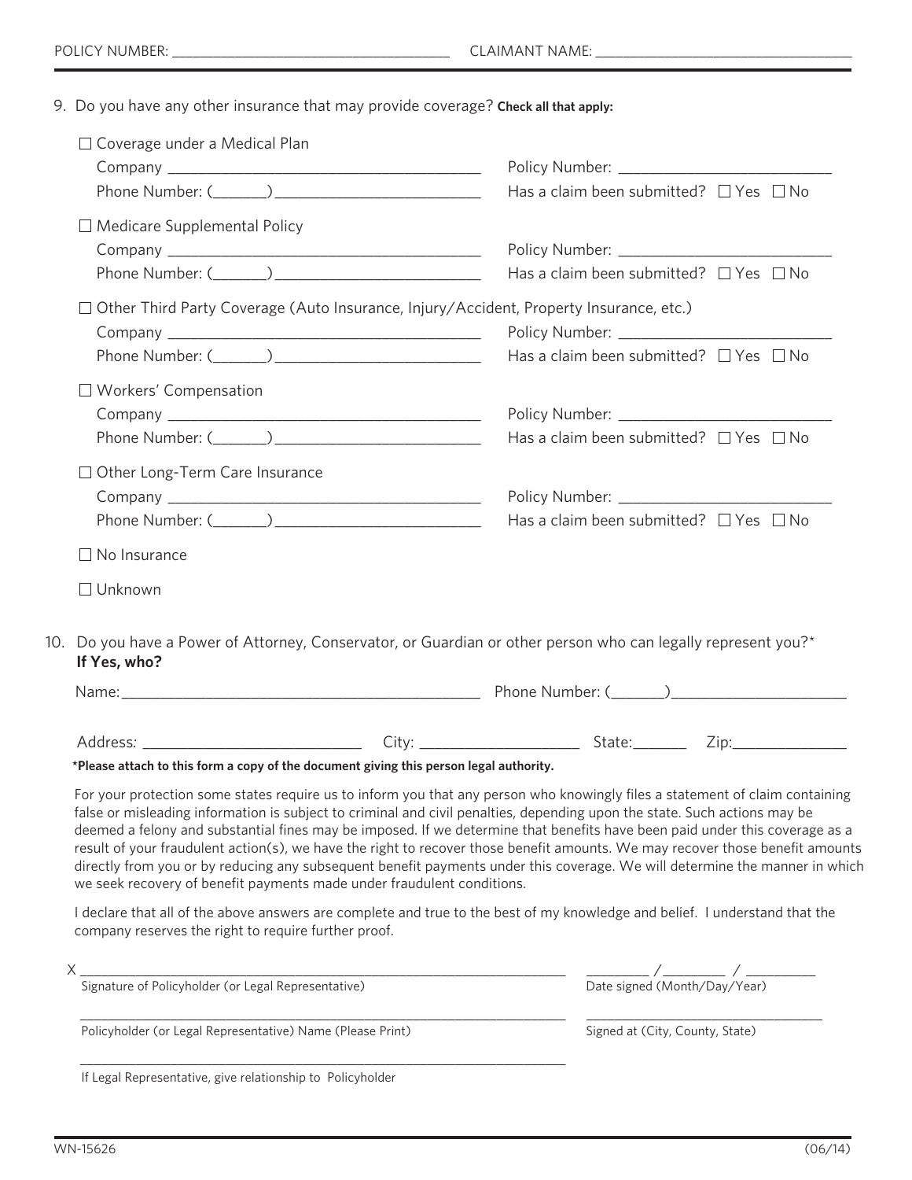POLICY NUMBER: ___________________________________ CLAIMANT NAME: _________________________________

9. Do you have any other insurance that may provide coverage? **Check all that apply:**

☐ Coverage under a Medical Plan

Company ______________________________________ Policy Number: __________________________

Phone Number: (_______)_________________________ Has a claim been submitted? ☐ Yes ☐ No

☐ Medicare Supplemental Policy

Company ______________________________________ Policy Number: __________________________

Phone Number: (_______)_________________________ Has a claim been submitted? ☐ Yes ☐ No

☐ Other Third Party Coverage (Auto Insurance, Injury/Accident, Property Insurance, etc.)

Company ______________________________________ Policy Number: __________________________

Phone Number: (_______)_________________________ Has a claim been submitted? ☐ Yes ☐ No

☐ Workers' Compensation

Company ______________________________________ Policy Number: __________________________

Phone Number: (_______)_________________________ Has a claim been submitted? ☐ Yes ☐ No

☐ Other Long-Term Care Insurance

Company ______________________________________ Policy Number: __________________________

Phone Number: (_______)_________________________ Has a claim been submitted? ☐ Yes ☐ No

☐ No Insurance

☐ Unknown

10. Do you have a Power of Attorney, Conservator, or Guardian or other person who can legally represent you?*
**If Yes, who?**

Name:____________________________________________ Phone Number: (_______)_____________________

Address: __________________________ City: ___________________ State:_______ Zip:______________

***Please attach to this form a copy of the document giving this person legal authority.**

For your protection some states require us to inform you that any person who knowingly files a statement of claim containing false or misleading information is subject to criminal and civil penalties, depending upon the state. Such actions may be deemed a felony and substantial fines may be imposed. If we determine that benefits have been paid under this coverage as a result of your fraudulent action(s), we have the right to recover those benefit amounts. We may recover those benefit amounts directly from you or by reducing any subsequent benefit payments under this coverage. We will determine the manner in which we seek recovery of benefit payments made under fraudulent conditions.

I declare that all of the above answers are complete and true to the best of my knowledge and belief. I understand that the company reserves the right to require further proof.

X ____________________________________________________________ ________ /________ / _________

Signature of Policyholder (or Legal Representative) Date signed (Month/Day/Year)

____________________________________________________________ ________________________________

Policyholder (or Legal Representative) Name (Please Print) Signed at (City, County, State)

____________________________________________________________

If Legal Representative, give relationship to Policyholder

WN-15626 (06/14)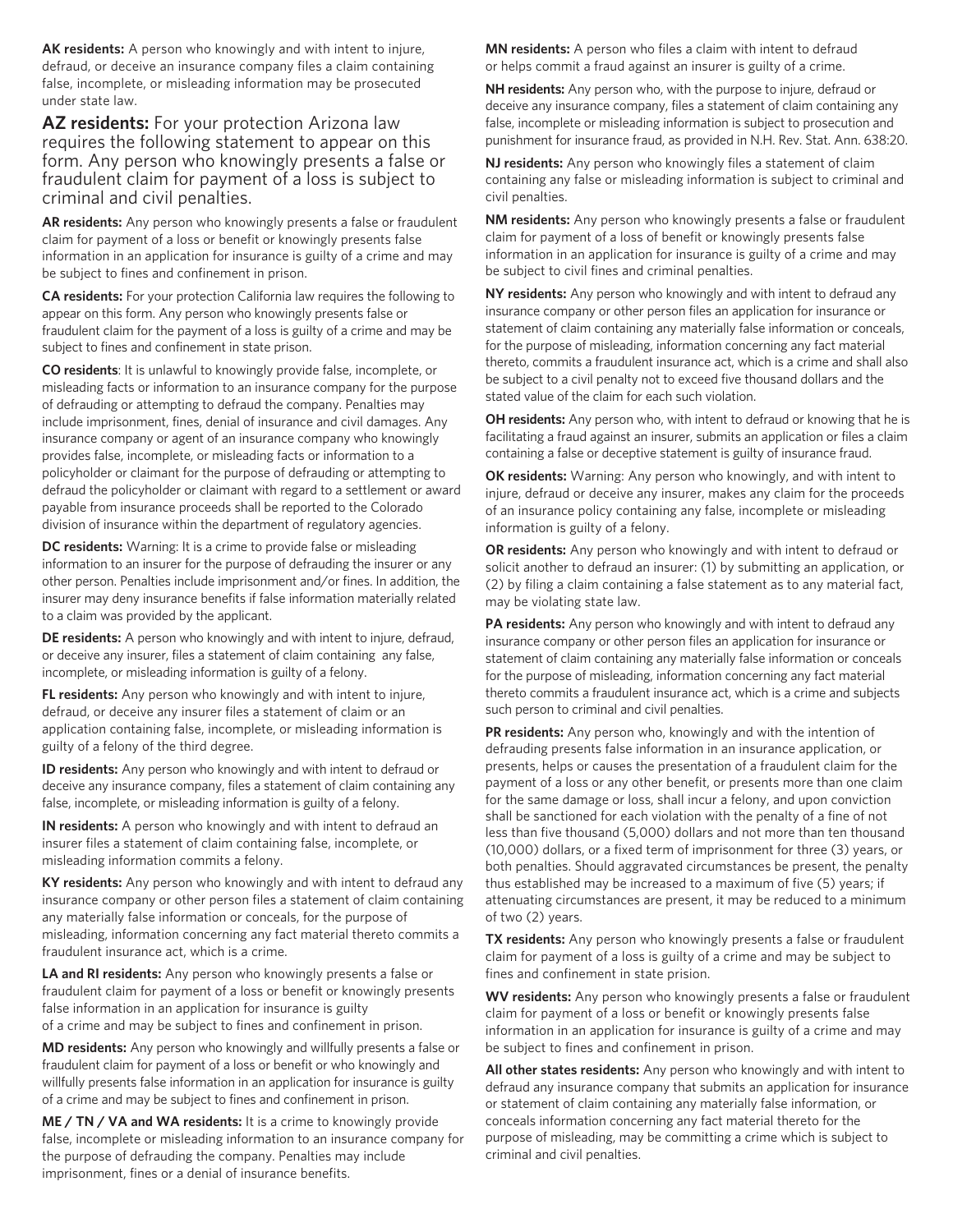**AK residents:** A person who knowingly and with intent to injure, defraud, or deceive an insurance company files a claim containing false, incomplete, or misleading information may be prosecuted under state law.

**AZ residents:** For your protection Arizona law requires the following statement to appear on this form. Any person who knowingly presents a false or fraudulent claim for payment of a loss is subject to criminal and civil penalties.

**AR residents:** Any person who knowingly presents a false or fraudulent claim for payment of a loss or benefit or knowingly presents false information in an application for insurance is guilty of a crime and may be subject to fines and confinement in prison.

**CA residents:** For your protection California law requires the following to appear on this form. Any person who knowingly presents false or fraudulent claim for the payment of a loss is guilty of a crime and may be subject to fines and confinement in state prison.

**CO residents**: It is unlawful to knowingly provide false, incomplete, or misleading facts or information to an insurance company for the purpose of defrauding or attempting to defraud the company. Penalties may include imprisonment, fines, denial of insurance and civil damages. Any insurance company or agent of an insurance company who knowingly provides false, incomplete, or misleading facts or information to a policyholder or claimant for the purpose of defrauding or attempting to defraud the policyholder or claimant with regard to a settlement or award payable from insurance proceeds shall be reported to the Colorado division of insurance within the department of regulatory agencies.

**DC residents:** Warning: It is a crime to provide false or misleading information to an insurer for the purpose of defrauding the insurer or any other person. Penalties include imprisonment and/or fines. In addition, the insurer may deny insurance benefits if false information materially related to a claim was provided by the applicant.

**DE residents:** A person who knowingly and with intent to injure, defraud, or deceive any insurer, files a statement of claim containing any false, incomplete, or misleading information is guilty of a felony.

**FL residents:** Any person who knowingly and with intent to injure, defraud, or deceive any insurer files a statement of claim or an application containing false, incomplete, or misleading information is guilty of a felony of the third degree.

**ID residents:** Any person who knowingly and with intent to defraud or deceive any insurance company, files a statement of claim containing any false, incomplete, or misleading information is guilty of a felony.

**IN residents:** A person who knowingly and with intent to defraud an insurer files a statement of claim containing false, incomplete, or misleading information commits a felony.

**KY residents:** Any person who knowingly and with intent to defraud any insurance company or other person files a statement of claim containing any materially false information or conceals, for the purpose of misleading, information concerning any fact material thereto commits a fraudulent insurance act, which is a crime.

**LA and RI residents:** Any person who knowingly presents a false or fraudulent claim for payment of a loss or benefit or knowingly presents false information in an application for insurance is guilty of a crime and may be subject to fines and confinement in prison.

**MD residents:** Any person who knowingly and willfully presents a false or fraudulent claim for payment of a loss or benefit or who knowingly and willfully presents false information in an application for insurance is guilty of a crime and may be subject to fines and confinement in prison.

**ME / TN / VA and WA residents:** It is a crime to knowingly provide false, incomplete or misleading information to an insurance company for the purpose of defrauding the company. Penalties may include imprisonment, fines or a denial of insurance benefits.

**MN residents:** A person who files a claim with intent to defraud or helps commit a fraud against an insurer is guilty of a crime.

**NH residents:** Any person who, with the purpose to injure, defraud or deceive any insurance company, files a statement of claim containing any false, incomplete or misleading information is subject to prosecution and punishment for insurance fraud, as provided in N.H. Rev. Stat. Ann. 638:20.

**NJ residents:** Any person who knowingly files a statement of claim containing any false or misleading information is subject to criminal and civil penalties.

**NM residents:** Any person who knowingly presents a false or fraudulent claim for payment of a loss of benefit or knowingly presents false information in an application for insurance is guilty of a crime and may be subject to civil fines and criminal penalties.

**NY residents:** Any person who knowingly and with intent to defraud any insurance company or other person files an application for insurance or statement of claim containing any materially false information or conceals, for the purpose of misleading, information concerning any fact material thereto, commits a fraudulent insurance act, which is a crime and shall also be subject to a civil penalty not to exceed five thousand dollars and the stated value of the claim for each such violation.

**OH residents:** Any person who, with intent to defraud or knowing that he is facilitating a fraud against an insurer, submits an application or files a claim containing a false or deceptive statement is guilty of insurance fraud.

**OK residents:** Warning: Any person who knowingly, and with intent to injure, defraud or deceive any insurer, makes any claim for the proceeds of an insurance policy containing any false, incomplete or misleading information is guilty of a felony.

**OR residents:** Any person who knowingly and with intent to defraud or solicit another to defraud an insurer: (1) by submitting an application, or (2) by filing a claim containing a false statement as to any material fact, may be violating state law.

**PA residents:** Any person who knowingly and with intent to defraud any insurance company or other person files an application for insurance or statement of claim containing any materially false information or conceals for the purpose of misleading, information concerning any fact material thereto commits a fraudulent insurance act, which is a crime and subjects such person to criminal and civil penalties.

**PR residents:** Any person who, knowingly and with the intention of defrauding presents false information in an insurance application, or presents, helps or causes the presentation of a fraudulent claim for the payment of a loss or any other benefit, or presents more than one claim for the same damage or loss, shall incur a felony, and upon conviction shall be sanctioned for each violation with the penalty of a fine of not less than five thousand (5,000) dollars and not more than ten thousand (10,000) dollars, or a fixed term of imprisonment for three (3) years, or both penalties. Should aggravated circumstances be present, the penalty thus established may be increased to a maximum of five (5) years; if attenuating circumstances are present, it may be reduced to a minimum of two (2) years.

**TX residents:** Any person who knowingly presents a false or fraudulent claim for payment of a loss is guilty of a crime and may be subject to fines and confinement in state prision.

**WV residents:** Any person who knowingly presents a false or fraudulent claim for payment of a loss or benefit or knowingly presents false information in an application for insurance is guilty of a crime and may be subject to fines and confinement in prison.

**All other states residents:** Any person who knowingly and with intent to defraud any insurance company that submits an application for insurance or statement of claim containing any materially false information, or conceals information concerning any fact material thereto for the purpose of misleading, may be committing a crime which is subject to criminal and civil penalties.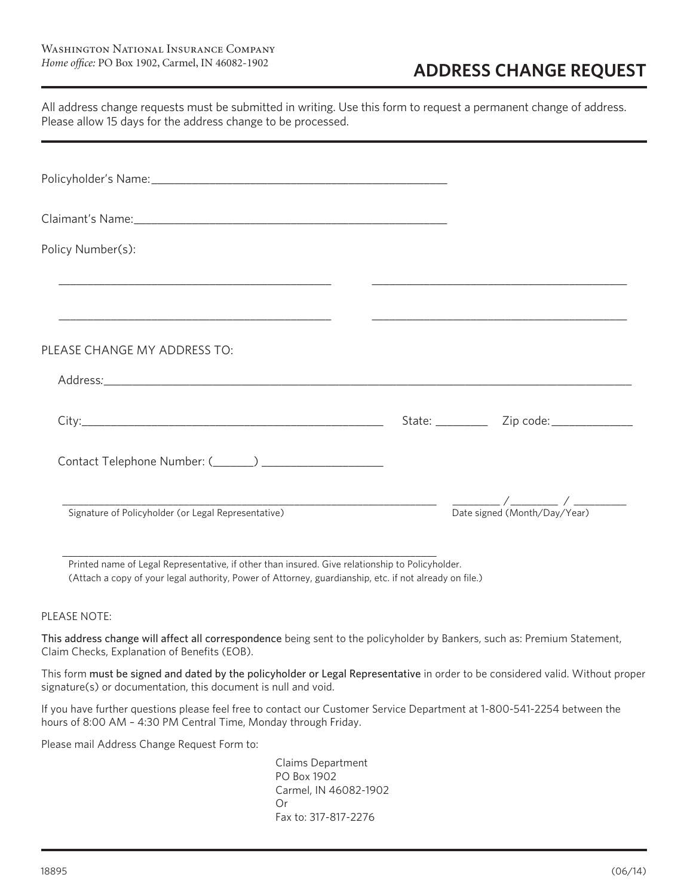WASHINGTON NATIONAL INSURANCE COMPANY
*Home office:* PO Box 1902, Carmel, IN 46082-1902

# ADDRESS CHANGE REQUEST

All address change requests must be submitted in writing. Use this form to request a permanent change of address. Please allow 15 days for the address change to be processed.

Policyholder's Name:_______________________________________________

Claimant's Name:_________________________________________________

Policy Number(s):

_________________________________________ _________________________________________

_________________________________________ _________________________________________

PLEASE CHANGE MY ADDRESS TO:

Address:_______________________________________________________________________________

City:_____________________________________________ State: ________ Zip code:_____________

Contact Telephone Number: (______) __________________

_____________________________________________________________ ________ /________ / _________

Signature of Policyholder (or Legal Representative) Date signed (Month/Day/Year)

_____________________________________________________________

Printed name of Legal Representative, if other than insured. Give relationship to Policyholder.
(Attach a copy of your legal authority, Power of Attorney, guardianship, etc. if not already on file.)

PLEASE NOTE:

This address change will affect all correspondence being sent to the policyholder by Bankers, such as: Premium Statement, Claim Checks, Explanation of Benefits (EOB).

This form must be signed and dated by the policyholder or Legal Representative in order to be considered valid. Without proper signature(s) or documentation, this document is null and void.

If you have further questions please feel free to contact our Customer Service Department at 1-800-541-2254 between the hours of 8:00 AM – 4:30 PM Central Time, Monday through Friday.

Please mail Address Change Request Form to:

Claims Department
PO Box 1902
Carmel, IN 46082-1902
Or
Fax to: 317-817-2276

18895 (06/14)